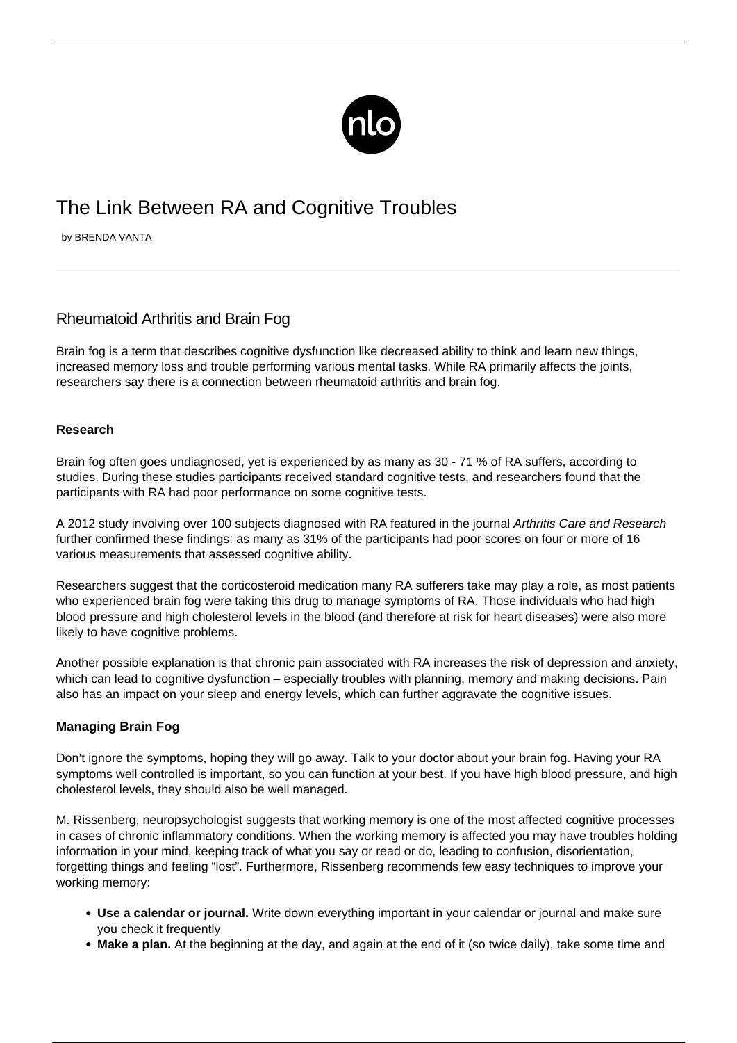# The Link Between RA and Cognitive Troubles

by BRENDA VANTA

## Rheumatoid Arthritis and Brain Fog

Brain fog is a term that describes cognitive dysfunction like decreased ability to think and learn new things, increased memory loss and trouble performing various mental tasks. While RA primarily affects the joints, researchers say there is a connection between rheumatoid arthritis and brain fog.

### Research

Brain fog often goes undiagnosed, yet is experienced by as many as 30 - 71 % of RA suffers, according to studies. During these studies participants received standard cognitive tests, and researchers found that the participants with RA had poor performance on some cognitive tests.

A 2012 study involving over 100 subjects diagnosed with RA featured in the journal *Arthritis Care and Research* further confirmed these findings: as many as 31% of the participants had poor scores on four or more of 16 various measurements that assessed cognitive ability.

Researchers suggest that the corticosteroid medication many RA sufferers take may play a role, as most patients who experienced brain fog were taking this drug to manage symptoms of RA. Those individuals who had high blood pressure and high cholesterol levels in the blood (and therefore at risk for heart diseases) were also more likely to have cognitive problems.

Another possible explanation is that chronic pain associated with RA increases the risk of depression and anxiety, which can lead to cognitive dysfunction – especially troubles with planning, memory and making decisions. Pain also has an impact on your sleep and energy levels, which can further aggravate the cognitive issues.

### Managing Brain Fog

Don't ignore the symptoms, hoping they will go away. Talk to your doctor about your brain fog. Having your RA symptoms well controlled is important, so you can function at your best. If you have high blood pressure, and high cholesterol levels, they should also be well managed.

M. Rissenberg, neuropsychologist suggests that working memory is one of the most affected cognitive processes in cases of chronic inflammatory conditions. When the working memory is affected you may have troubles holding information in your mind, keeping track of what you say or read or do, leading to confusion, disorientation, forgetting things and feeling "lost". Furthermore, Rissenberg recommends few easy techniques to improve your working memory:

- **Use a calendar or journal.** Write down everything important in your calendar or journal and make sure you check it frequently
- **Make a plan.** At the beginning at the day, and again at the end of it (so twice daily), take some time and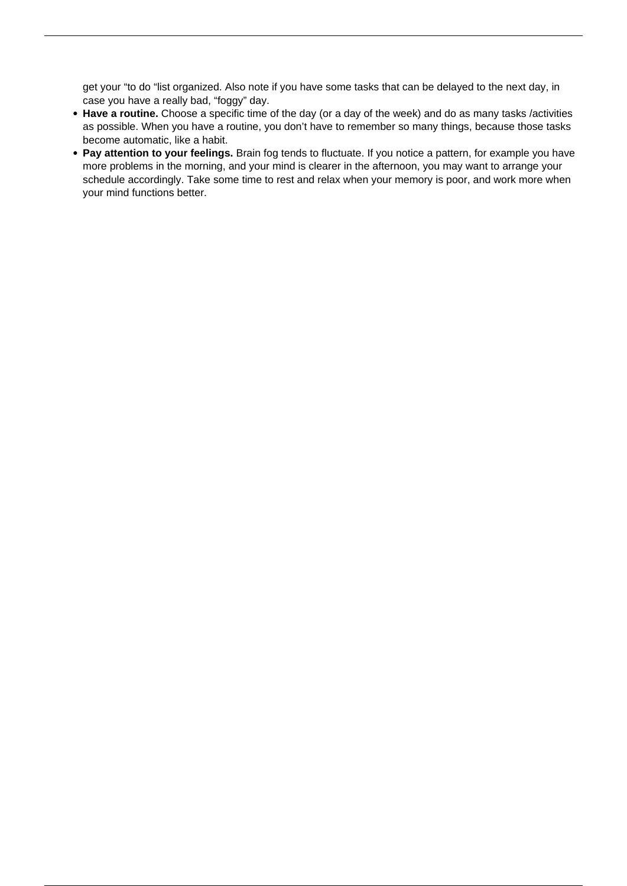get your “to do “list organized. Also note if you have some tasks that can be delayed to the next day, in case you have a really bad, “foggy” day.

- **Have a routine.** Choose a specific time of the day (or a day of the week) and do as many tasks /activities as possible. When you have a routine, you don’t have to remember so many things, because those tasks become automatic, like a habit.
- **Pay attention to your feelings.** Brain fog tends to fluctuate. If you notice a pattern, for example you have more problems in the morning, and your mind is clearer in the afternoon, you may want to arrange your schedule accordingly. Take some time to rest and relax when your memory is poor, and work more when your mind functions better.